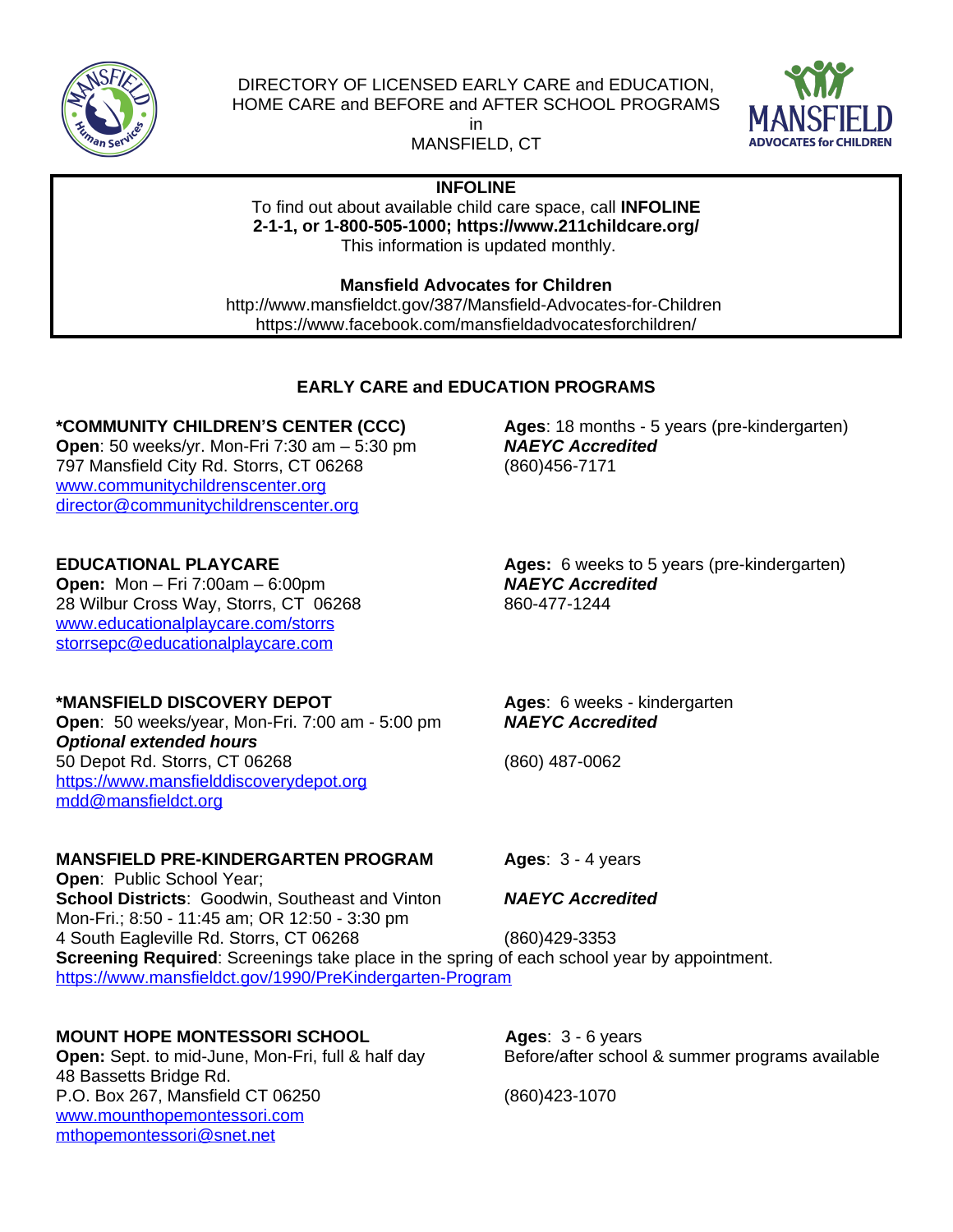# DIRECTORY OF LICENSED EARLY CARE and EDUCATION, HOME CARE and BEFORE and AFTER SCHOOL PROGRAMS in MANSFIELD, CT

**INFOLINE**

To find out about available child care space, call **INFOLINE 2-1-1, or 1-800-505-1000; https://www.211childcare.org/**

This information is updated monthly.

**Mansfield Advocates for Children**

http://www.mansfieldct.gov/387/Mansfield-Advocates-for-Children

https://www.facebook.com/mansfieldadvocatesforchildren/

## EARLY CARE and EDUCATION PROGRAMS

**\*COMMUNITY CHILDREN'S CENTER (CCC)**
**Open**: 50 weeks/yr. Mon-Fri 7:30 am – 5:30 pm
797 Mansfield City Rd. Storrs, CT 06268
www.communitychildrenscenter.org
director@communitychildrenscenter.org

**Ages**: 18 months - 5 years (pre-kindergarten)
***NAEYC Accredited***
(860)456-7171

**EDUCATIONAL PLAYCARE**
**Open:** Mon – Fri 7:00am – 6:00pm
28 Wilbur Cross Way, Storrs, CT 06268
www.educationalplaycare.com/storrs
storrsepc@educationalplaycare.com

**Ages:** 6 weeks to 5 years (pre-kindergarten)
***NAEYC Accredited***
860-477-1244

**\*MANSFIELD DISCOVERY DEPOT**
**Open**: 50 weeks/year, Mon-Fri. 7:00 am - 5:00 pm
***Optional extended hours***
50 Depot Rd. Storrs, CT 06268
https://www.mansfielddiscoverydepot.org
mdd@mansfieldct.org

**Ages**: 6 weeks - kindergarten
***NAEYC Accredited***
(860) 487-0062

**MANSFIELD PRE-KINDERGARTEN PROGRAM**
**Open**: Public School Year;
**School Districts**: Goodwin, Southeast and Vinton
Mon-Fri.; 8:50 - 11:45 am; OR 12:50 - 3:30 pm
4 South Eagleville Rd. Storrs, CT 06268

**Ages**: 3 - 4 years
***NAEYC Accredited***
(860)429-3353

**Screening Required**: Screenings take place in the spring of each school year by appointment.
https://www.mansfieldct.gov/1990/PreKindergarten-Program

**MOUNT HOPE MONTESSORI SCHOOL**
**Open:** Sept. to mid-June, Mon-Fri, full & half day
48 Bassetts Bridge Rd.
P.O. Box 267, Mansfield CT 06250
www.mounthopemontessori.com
mthopemontessori@snet.net

**Ages**: 3 - 6 years
Before/after school & summer programs available
(860)423-1070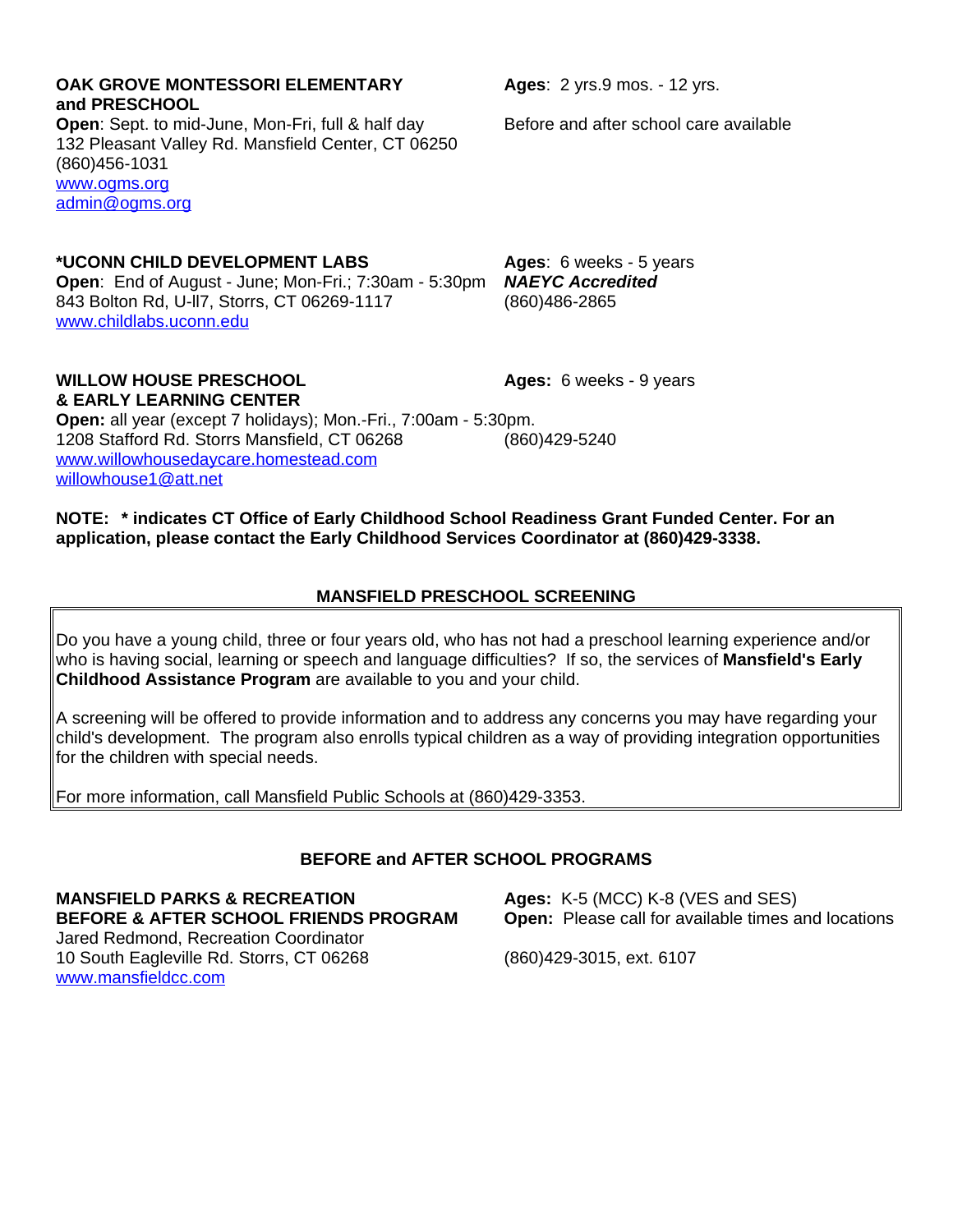**OAK GROVE MONTESSORI ELEMENTARY and PRESCHOOL**
**Ages**: 2 yrs.9 mos. - 12 yrs.
**Open**: Sept. to mid-June, Mon-Fri, full & half day
Before and after school care available
132 Pleasant Valley Rd. Mansfield Center, CT 06250
(860)456-1031
www.ogms.org
admin@ogms.org

**\*UCONN CHILD DEVELOPMENT LABS**
**Ages**: 6 weeks - 5 years
**Open**: End of August - June; Mon-Fri.; 7:30am - 5:30pm
***NAEYC Accredited***
843 Bolton Rd, U-ll7, Storrs, CT 06269-1117
(860)486-2865
www.childlabs.uconn.edu

**WILLOW HOUSE PRESCHOOL & EARLY LEARNING CENTER**
**Ages:** 6 weeks - 9 years
**Open:** all year (except 7 holidays); Mon.-Fri., 7:00am - 5:30pm.
1208 Stafford Rd. Storrs Mansfield, CT 06268
(860)429-5240
www.willowhousedaycare.homestead.com
willowhouse1@att.net

**NOTE: \* indicates CT Office of Early Childhood School Readiness Grant Funded Center. For an application, please contact the Early Childhood Services Coordinator at (860)429-3338.**

## MANSFIELD PRESCHOOL SCREENING

Do you have a young child, three or four years old, who has not had a preschool learning experience and/or who is having social, learning or speech and language difficulties? If so, the services of **Mansfield's Early Childhood Assistance Program** are available to you and your child.

A screening will be offered to provide information and to address any concerns you may have regarding your child's development. The program also enrolls typical children as a way of providing integration opportunities for the children with special needs.

For more information, call Mansfield Public Schools at (860)429-3353.

## BEFORE and AFTER SCHOOL PROGRAMS

**MANSFIELD PARKS & RECREATION BEFORE & AFTER SCHOOL FRIENDS PROGRAM**
**Ages:** K-5 (MCC) K-8 (VES and SES)
**Open:** Please call for available times and locations
Jared Redmond, Recreation Coordinator
10 South Eagleville Rd. Storrs, CT 06268
(860)429-3015, ext. 6107
www.mansfieldcc.com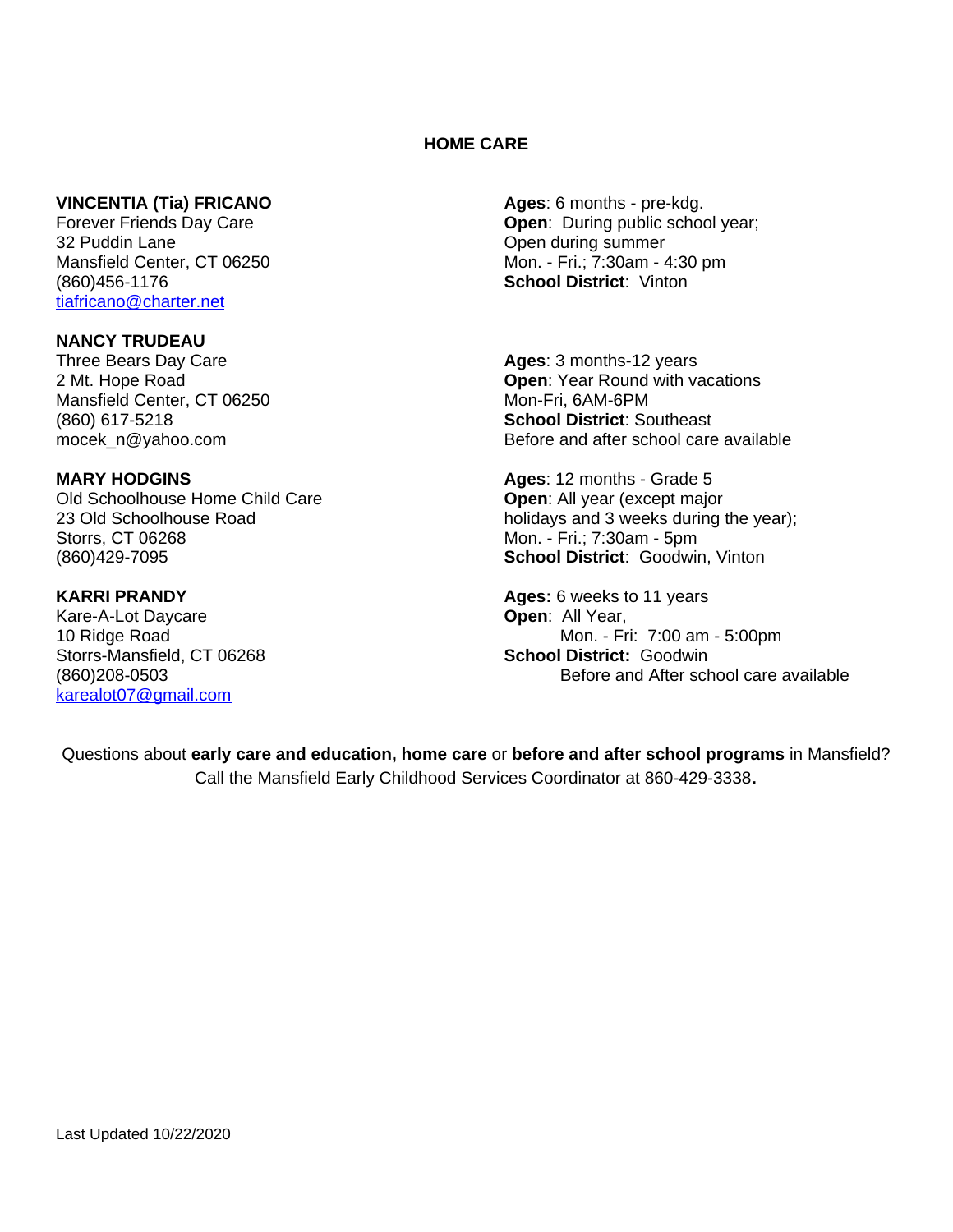## HOME CARE

**VINCENTIA (Tia) FRICANO**
Forever Friends Day Care
32 Puddin Lane
Mansfield Center, CT 06250
(860)456-1176
tiafricano@charter.net

**Ages**: 6 months - pre-kdg.
**Open**: During public school year; Open during summer
Mon. - Fri.; 7:30am - 4:30 pm
**School District**: Vinton

**NANCY TRUDEAU**
Three Bears Day Care
2 Mt. Hope Road
Mansfield Center, CT 06250
(860) 617-5218
mocek_n@yahoo.com

**Ages**: 3 months-12 years
**Open**: Year Round with vacations
Mon-Fri, 6AM-6PM
**School District**: Southeast
Before and after school care available

**MARY HODGINS**
Old Schoolhouse Home Child Care
23 Old Schoolhouse Road
Storrs, CT 06268
(860)429-7095

**Ages**: 12 months - Grade 5
**Open**: All year (except major holidays and 3 weeks during the year);
Mon. - Fri.; 7:30am - 5pm
**School District**: Goodwin, Vinton

**KARRI PRANDY**
Kare-A-Lot Daycare
10 Ridge Road
Storrs-Mansfield, CT 06268
(860)208-0503
karealot07@gmail.com

**Ages:** 6 weeks to 11 years
**Open**: All Year,
Mon. - Fri: 7:00 am - 5:00pm
**School District:** Goodwin
Before and After school care available

Questions about **early care and education, home care** or **before and after school programs** in Mansfield? Call the Mansfield Early Childhood Services Coordinator at 860-429-3338.

Last Updated 10/22/2020